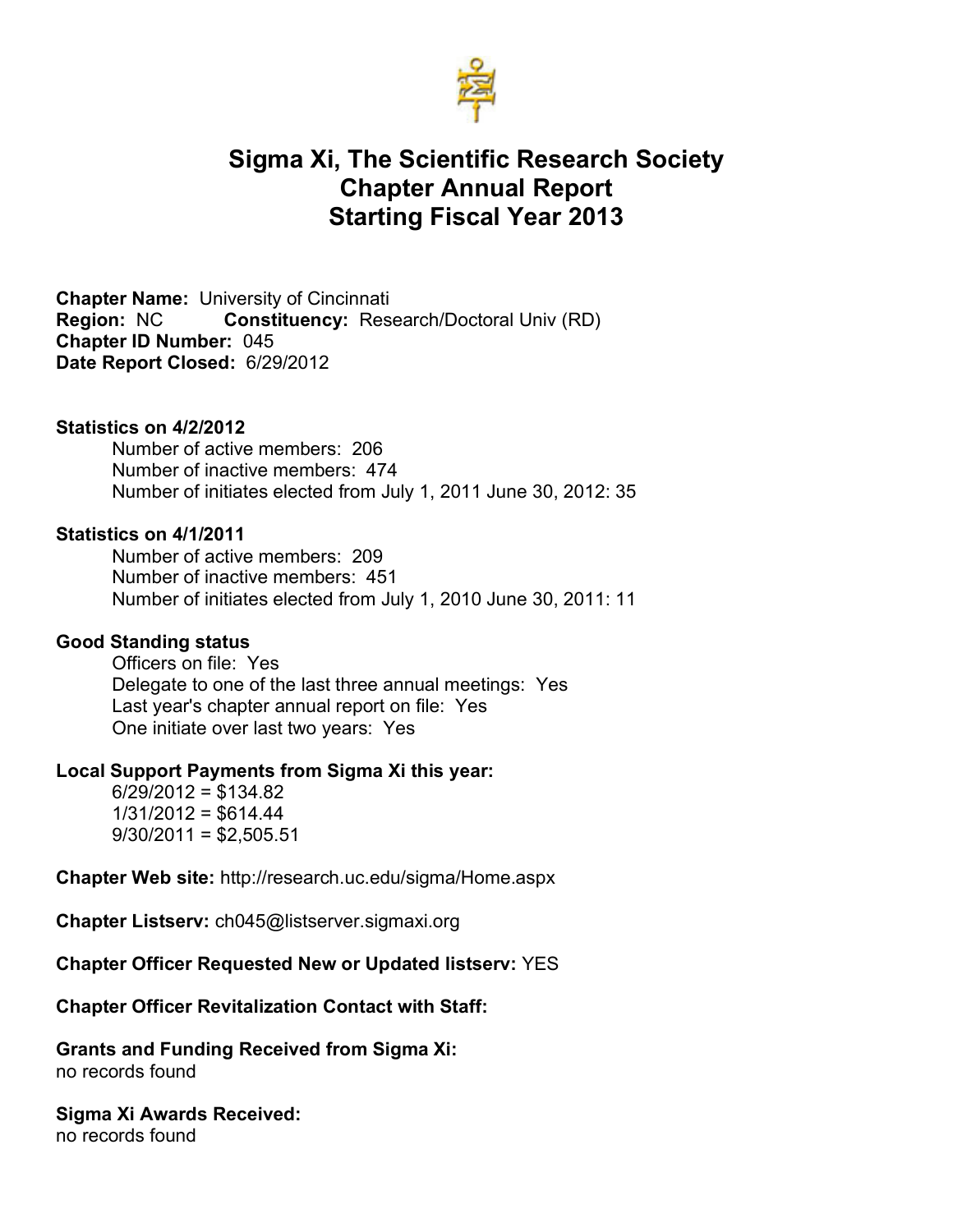# Sigma Xi, The Scientific Research Society
# Chapter Annual Report
# Starting Fiscal Year 2013

**Chapter Name:** University of Cincinnati
**Region:** NC **Constituency:** Research/Doctoral Univ (RD)
**Chapter ID Number:** 045
**Date Report Closed:** 6/29/2012

**Statistics on 4/2/2012**

Number of active members: 206
Number of inactive members: 474
Number of initiates elected from July 1, 2011 June 30, 2012: 35

**Statistics on 4/1/2011**

Number of active members: 209
Number of inactive members: 451
Number of initiates elected from July 1, 2010 June 30, 2011: 11

**Good Standing status**

Officers on file: Yes
Delegate to one of the last three annual meetings: Yes
Last year's chapter annual report on file: Yes
One initiate over last two years: Yes

**Local Support Payments from Sigma Xi this year:**

6/29/2012 = $134.82
1/31/2012 = $614.44
9/30/2011 = $2,505.51

**Chapter Web site:** http://research.uc.edu/sigma/Home.aspx

**Chapter Listserv:** ch045@listserver.sigmaxi.org

**Chapter Officer Requested New or Updated listserv:** YES

**Chapter Officer Revitalization Contact with Staff:**

**Grants and Funding Received from Sigma Xi:**
no records found

**Sigma Xi Awards Received:**
no records found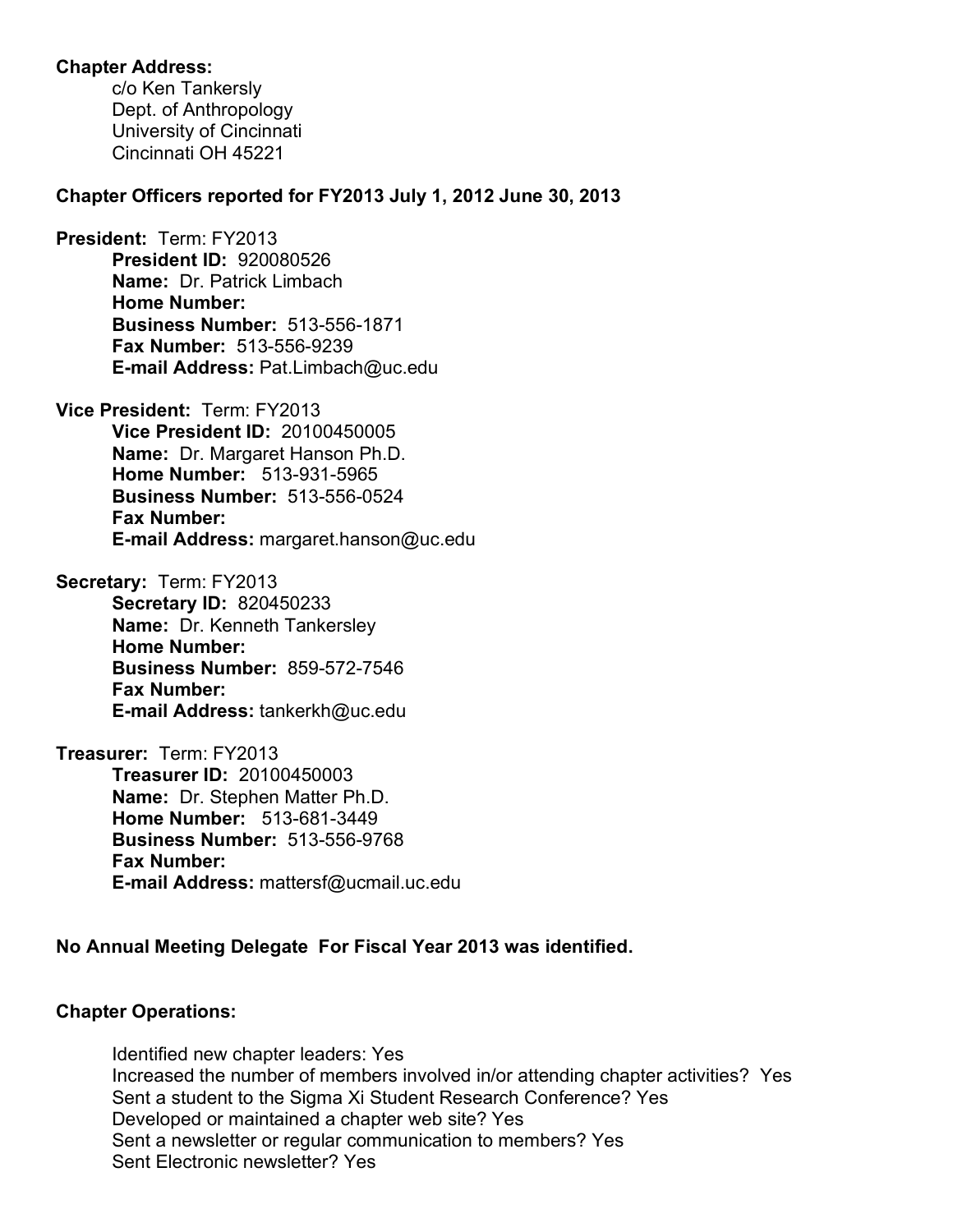**Chapter Address:**

c/o Ken Tankersly
Dept. of Anthropology
University of Cincinnati
Cincinnati OH 45221

**Chapter Officers reported for FY2013 July 1, 2012 June 30, 2013**

**President:** Term: FY2013

**President ID:** 920080526
**Name:** Dr. Patrick Limbach
**Home Number:**
**Business Number:** 513-556-1871
**Fax Number:** 513-556-9239
**E-mail Address:** Pat.Limbach@uc.edu

**Vice President:** Term: FY2013

**Vice President ID:** 20100450005
**Name:** Dr. Margaret Hanson Ph.D.
**Home Number:** 513-931-5965
**Business Number:** 513-556-0524
**Fax Number:**
**E-mail Address:** margaret.hanson@uc.edu

**Secretary:** Term: FY2013

**Secretary ID:** 820450233
**Name:** Dr. Kenneth Tankersley
**Home Number:**
**Business Number:** 859-572-7546
**Fax Number:**
**E-mail Address:** tankerkh@uc.edu

**Treasurer:** Term: FY2013

**Treasurer ID:** 20100450003
**Name:** Dr. Stephen Matter Ph.D.
**Home Number:** 513-681-3449
**Business Number:** 513-556-9768
**Fax Number:**
**E-mail Address:** mattersf@ucmail.uc.edu

**No Annual Meeting Delegate For Fiscal Year 2013 was identified.**

**Chapter Operations:**

Identified new chapter leaders: Yes
Increased the number of members involved in/or attending chapter activities? Yes
Sent a student to the Sigma Xi Student Research Conference? Yes
Developed or maintained a chapter web site? Yes
Sent a newsletter or regular communication to members? Yes
Sent Electronic newsletter? Yes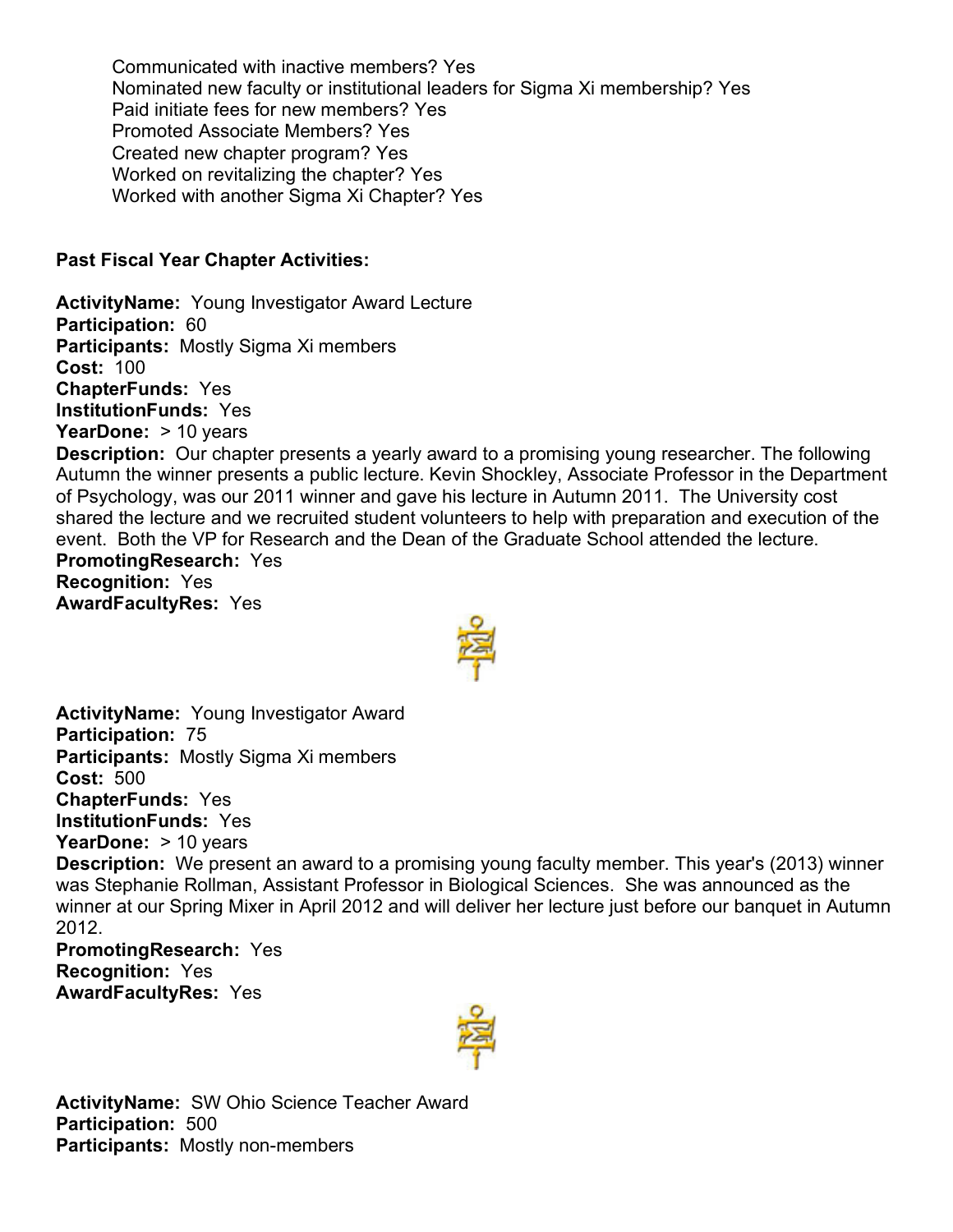Communicated with inactive members? Yes
Nominated new faculty or institutional leaders for Sigma Xi membership? Yes
Paid initiate fees for new members? Yes
Promoted Associate Members? Yes
Created new chapter program? Yes
Worked on revitalizing the chapter? Yes
Worked with another Sigma Xi Chapter? Yes

**Past Fiscal Year Chapter Activities:**

**ActivityName:** Young Investigator Award Lecture
**Participation:** 60
**Participants:** Mostly Sigma Xi members
**Cost:** 100
**ChapterFunds:** Yes
**InstitutionFunds:** Yes
**YearDone:** > 10 years
**Description:** Our chapter presents a yearly award to a promising young researcher. The following Autumn the winner presents a public lecture. Kevin Shockley, Associate Professor in the Department of Psychology, was our 2011 winner and gave his lecture in Autumn 2011. The University cost shared the lecture and we recruited student volunteers to help with preparation and execution of the event. Both the VP for Research and the Dean of the Graduate School attended the lecture.
**PromotingResearch:** Yes
**Recognition:** Yes
**AwardFacultyRes:** Yes

**ActivityName:** Young Investigator Award
**Participation:** 75
**Participants:** Mostly Sigma Xi members
**Cost:** 500
**ChapterFunds:** Yes
**InstitutionFunds:** Yes
**YearDone:** > 10 years
**Description:** We present an award to a promising young faculty member. This year's (2013) winner was Stephanie Rollman, Assistant Professor in Biological Sciences. She was announced as the winner at our Spring Mixer in April 2012 and will deliver her lecture just before our banquet in Autumn 2012.
**PromotingResearch:** Yes
**Recognition:** Yes
**AwardFacultyRes:** Yes

**ActivityName:** SW Ohio Science Teacher Award
**Participation:** 500
**Participants:** Mostly non-members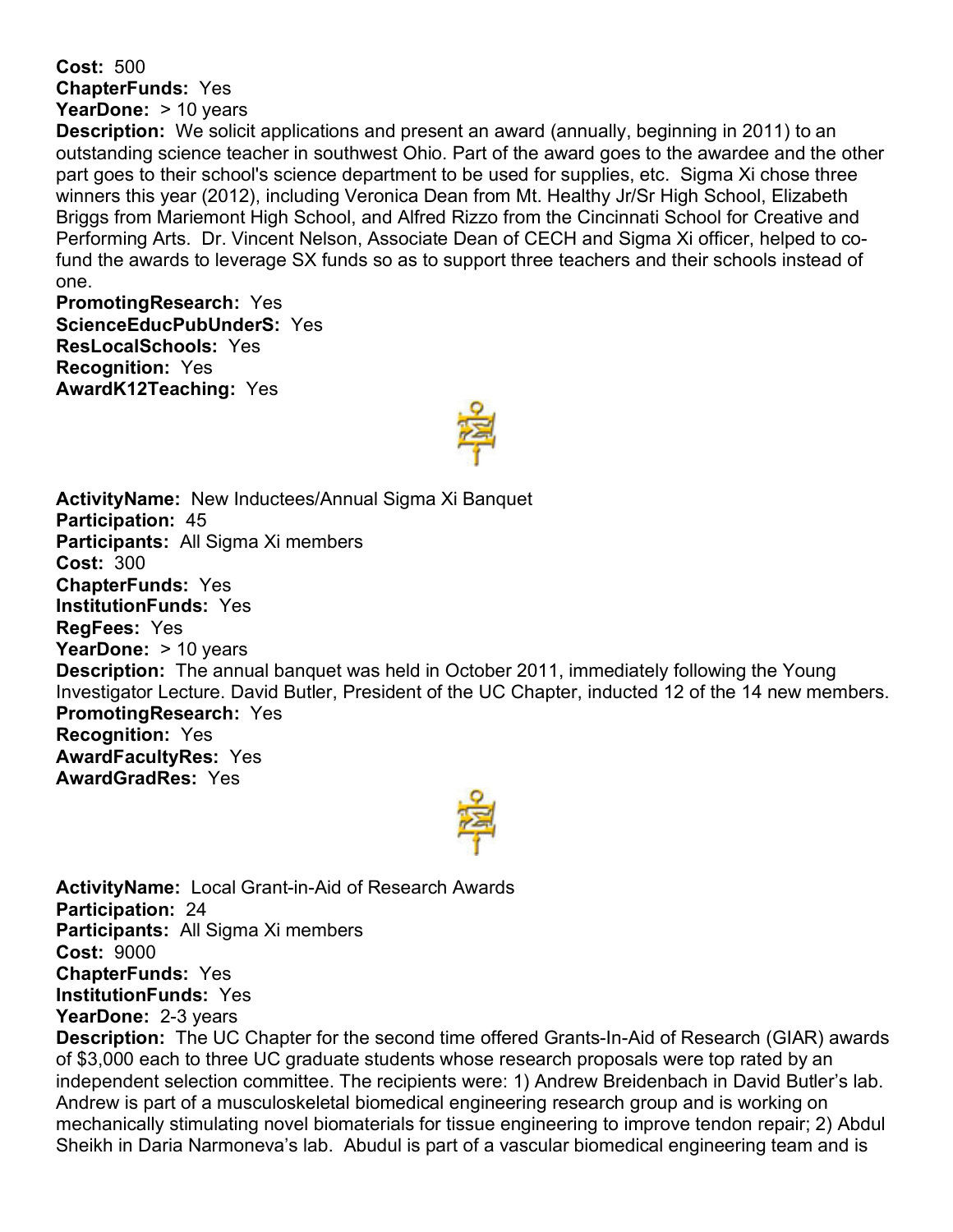**Cost:** 500
**ChapterFunds:** Yes
**YearDone:** > 10 years
**Description:** We solicit applications and present an award (annually, beginning in 2011) to an outstanding science teacher in southwest Ohio. Part of the award goes to the awardee and the other part goes to their school's science department to be used for supplies, etc. Sigma Xi chose three winners this year (2012), including Veronica Dean from Mt. Healthy Jr/Sr High School, Elizabeth Briggs from Mariemont High School, and Alfred Rizzo from the Cincinnati School for Creative and Performing Arts. Dr. Vincent Nelson, Associate Dean of CECH and Sigma Xi officer, helped to co-fund the awards to leverage SX funds so as to support three teachers and their schools instead of one.
**PromotingResearch:** Yes
**ScienceEducPubUnderS:** Yes
**ResLocalSchools:** Yes
**Recognition:** Yes
**AwardK12Teaching:** Yes

**ActivityName:** New Inductees/Annual Sigma Xi Banquet
**Participation:** 45
**Participants:** All Sigma Xi members
**Cost:** 300
**ChapterFunds:** Yes
**InstitutionFunds:** Yes
**RegFees:** Yes
**YearDone:** > 10 years
**Description:** The annual banquet was held in October 2011, immediately following the Young Investigator Lecture. David Butler, President of the UC Chapter, inducted 12 of the 14 new members.
**PromotingResearch:** Yes
**Recognition:** Yes
**AwardFacultyRes:** Yes
**AwardGradRes:** Yes

**ActivityName:** Local Grant-in-Aid of Research Awards
**Participation:** 24
**Participants:** All Sigma Xi members
**Cost:** 9000
**ChapterFunds:** Yes
**InstitutionFunds:** Yes
**YearDone:** 2-3 years
**Description:** The UC Chapter for the second time offered Grants-In-Aid of Research (GIAR) awards of $3,000 each to three UC graduate students whose research proposals were top rated by an independent selection committee. The recipients were: 1) Andrew Breidenbach in David Butler's lab. Andrew is part of a musculoskeletal biomedical engineering research group and is working on mechanically stimulating novel biomaterials for tissue engineering to improve tendon repair; 2) Abdul Sheikh in Daria Narmoneva's lab. Abudul is part of a vascular biomedical engineering team and is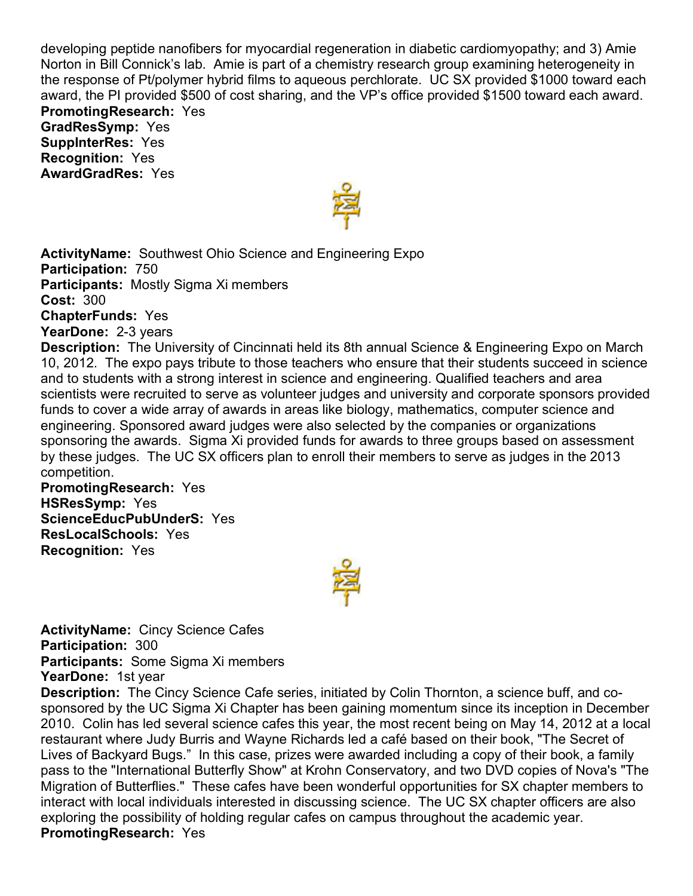developing peptide nanofibers for myocardial regeneration in diabetic cardiomyopathy; and 3) Amie Norton in Bill Connick's lab. Amie is part of a chemistry research group examining heterogeneity in the response of Pt/polymer hybrid films to aqueous perchlorate. UC SX provided $1000 toward each award, the PI provided $500 of cost sharing, and the VP's office provided $1500 toward each award.

**PromotingResearch:** Yes
**GradResSymp:** Yes
**SuppInterRes:** Yes
**Recognition:** Yes
**AwardGradRes:** Yes

**ActivityName:** Southwest Ohio Science and Engineering Expo
**Participation:** 750
**Participants:** Mostly Sigma Xi members
**Cost:** 300
**ChapterFunds:** Yes
**YearDone:** 2-3 years
**Description:** The University of Cincinnati held its 8th annual Science & Engineering Expo on March 10, 2012. The expo pays tribute to those teachers who ensure that their students succeed in science and to students with a strong interest in science and engineering. Qualified teachers and area scientists were recruited to serve as volunteer judges and university and corporate sponsors provided funds to cover a wide array of awards in areas like biology, mathematics, computer science and engineering. Sponsored award judges were also selected by the companies or organizations sponsoring the awards. Sigma Xi provided funds for awards to three groups based on assessment by these judges. The UC SX officers plan to enroll their members to serve as judges in the 2013 competition.
**PromotingResearch:** Yes
**HSResSymp:** Yes
**ScienceEducPubUnderS:** Yes
**ResLocalSchools:** Yes
**Recognition:** Yes

**ActivityName:** Cincy Science Cafes
**Participation:** 300
**Participants:** Some Sigma Xi members
**YearDone:** 1st year
**Description:** The Cincy Science Cafe series, initiated by Colin Thornton, a science buff, and co-sponsored by the UC Sigma Xi Chapter has been gaining momentum since its inception in December 2010. Colin has led several science cafes this year, the most recent being on May 14, 2012 at a local restaurant where Judy Burris and Wayne Richards led a café based on their book, "The Secret of Lives of Backyard Bugs." In this case, prizes were awarded including a copy of their book, a family pass to the "International Butterfly Show" at Krohn Conservatory, and two DVD copies of Nova's "The Migration of Butterflies." These cafes have been wonderful opportunities for SX chapter members to interact with local individuals interested in discussing science. The UC SX chapter officers are also exploring the possibility of holding regular cafes on campus throughout the academic year.
**PromotingResearch:** Yes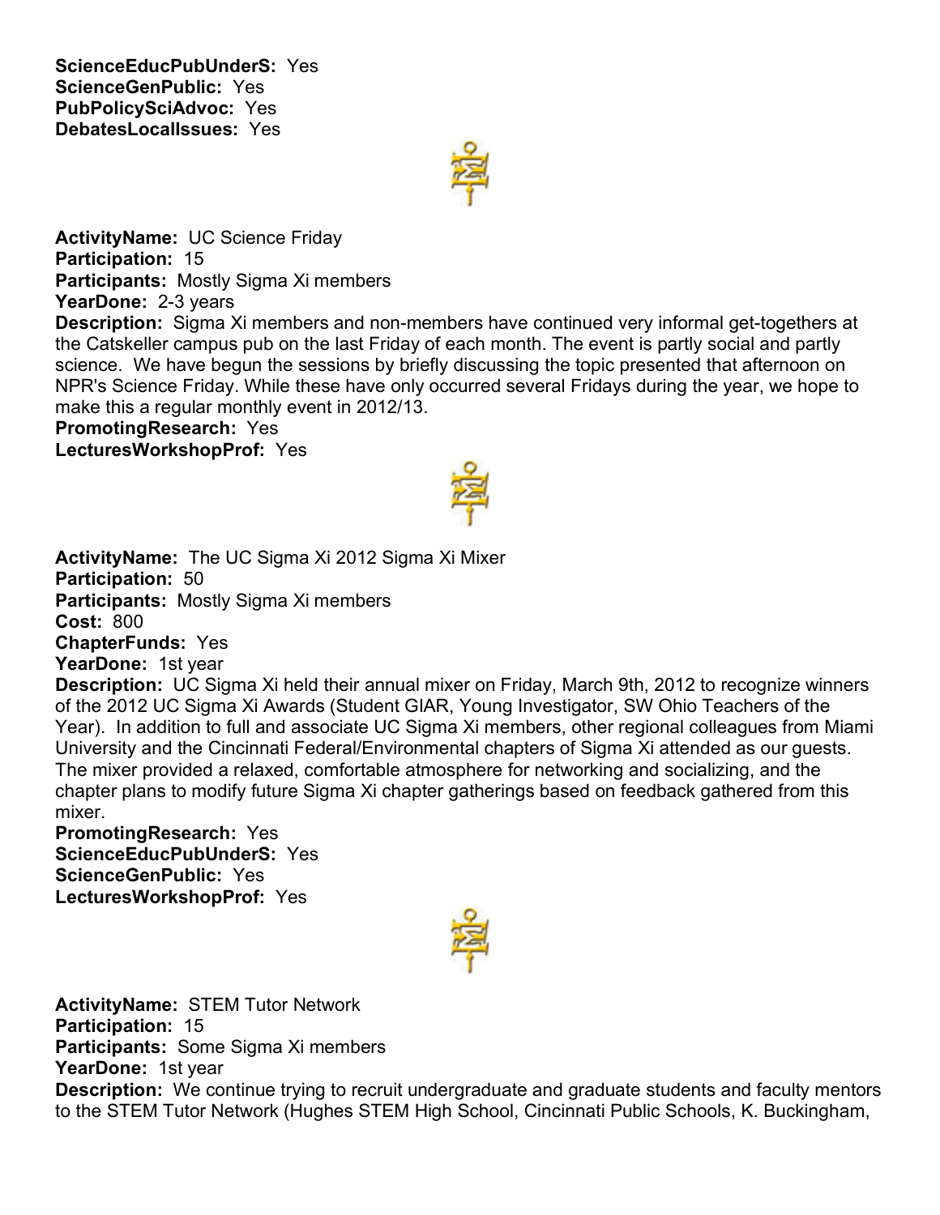**ScienceEducPubUnderS:** Yes
**ScienceGenPublic:** Yes
**PubPolicySciAdvoc:** Yes
**DebatesLocalIssues:** Yes

**ActivityName:** UC Science Friday
**Participation:** 15
**Participants:** Mostly Sigma Xi members
**YearDone:** 2-3 years
**Description:** Sigma Xi members and non-members have continued very informal get-togethers at the Catskeller campus pub on the last Friday of each month. The event is partly social and partly science. We have begun the sessions by briefly discussing the topic presented that afternoon on NPR's Science Friday. While these have only occurred several Fridays during the year, we hope to make this a regular monthly event in 2012/13.
**PromotingResearch:** Yes
**LecturesWorkshopProf:** Yes

**ActivityName:** The UC Sigma Xi 2012 Sigma Xi Mixer
**Participation:** 50
**Participants:** Mostly Sigma Xi members
**Cost:** 800
**ChapterFunds:** Yes
**YearDone:** 1st year
**Description:** UC Sigma Xi held their annual mixer on Friday, March 9th, 2012 to recognize winners of the 2012 UC Sigma Xi Awards (Student GIAR, Young Investigator, SW Ohio Teachers of the Year). In addition to full and associate UC Sigma Xi members, other regional colleagues from Miami University and the Cincinnati Federal/Environmental chapters of Sigma Xi attended as our guests. The mixer provided a relaxed, comfortable atmosphere for networking and socializing, and the chapter plans to modify future Sigma Xi chapter gatherings based on feedback gathered from this mixer.
**PromotingResearch:** Yes
**ScienceEducPubUnderS:** Yes
**ScienceGenPublic:** Yes
**LecturesWorkshopProf:** Yes

**ActivityName:** STEM Tutor Network
**Participation:** 15
**Participants:** Some Sigma Xi members
**YearDone:** 1st year
**Description:** We continue trying to recruit undergraduate and graduate students and faculty mentors to the STEM Tutor Network (Hughes STEM High School, Cincinnati Public Schools, K. Buckingham,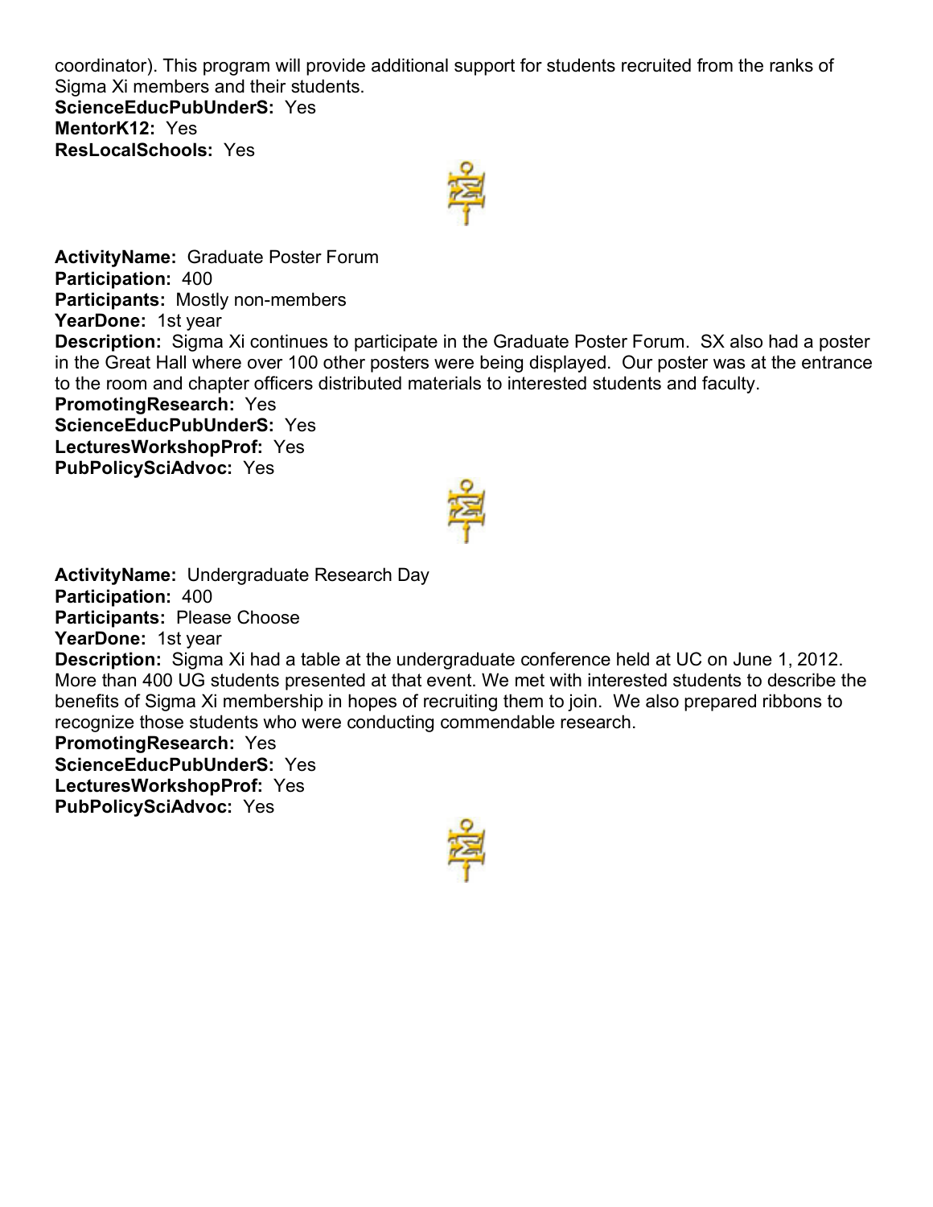coordinator). This program will provide additional support for students recruited from the ranks of Sigma Xi members and their students.
**ScienceEducPubUnderS:** Yes
**MentorK12:** Yes
**ResLocalSchools:** Yes

**ActivityName:** Graduate Poster Forum
**Participation:** 400
**Participants:** Mostly non-members
**YearDone:** 1st year
**Description:** Sigma Xi continues to participate in the Graduate Poster Forum. SX also had a poster in the Great Hall where over 100 other posters were being displayed. Our poster was at the entrance to the room and chapter officers distributed materials to interested students and faculty.
**PromotingResearch:** Yes
**ScienceEducPubUnderS:** Yes
**LecturesWorkshopProf:** Yes
**PubPolicySciAdvoc:** Yes

**ActivityName:** Undergraduate Research Day
**Participation:** 400
**Participants:** Please Choose
**YearDone:** 1st year
**Description:** Sigma Xi had a table at the undergraduate conference held at UC on June 1, 2012. More than 400 UG students presented at that event. We met with interested students to describe the benefits of Sigma Xi membership in hopes of recruiting them to join. We also prepared ribbons to recognize those students who were conducting commendable research.
**PromotingResearch:** Yes
**ScienceEducPubUnderS:** Yes
**LecturesWorkshopProf:** Yes
**PubPolicySciAdvoc:** Yes